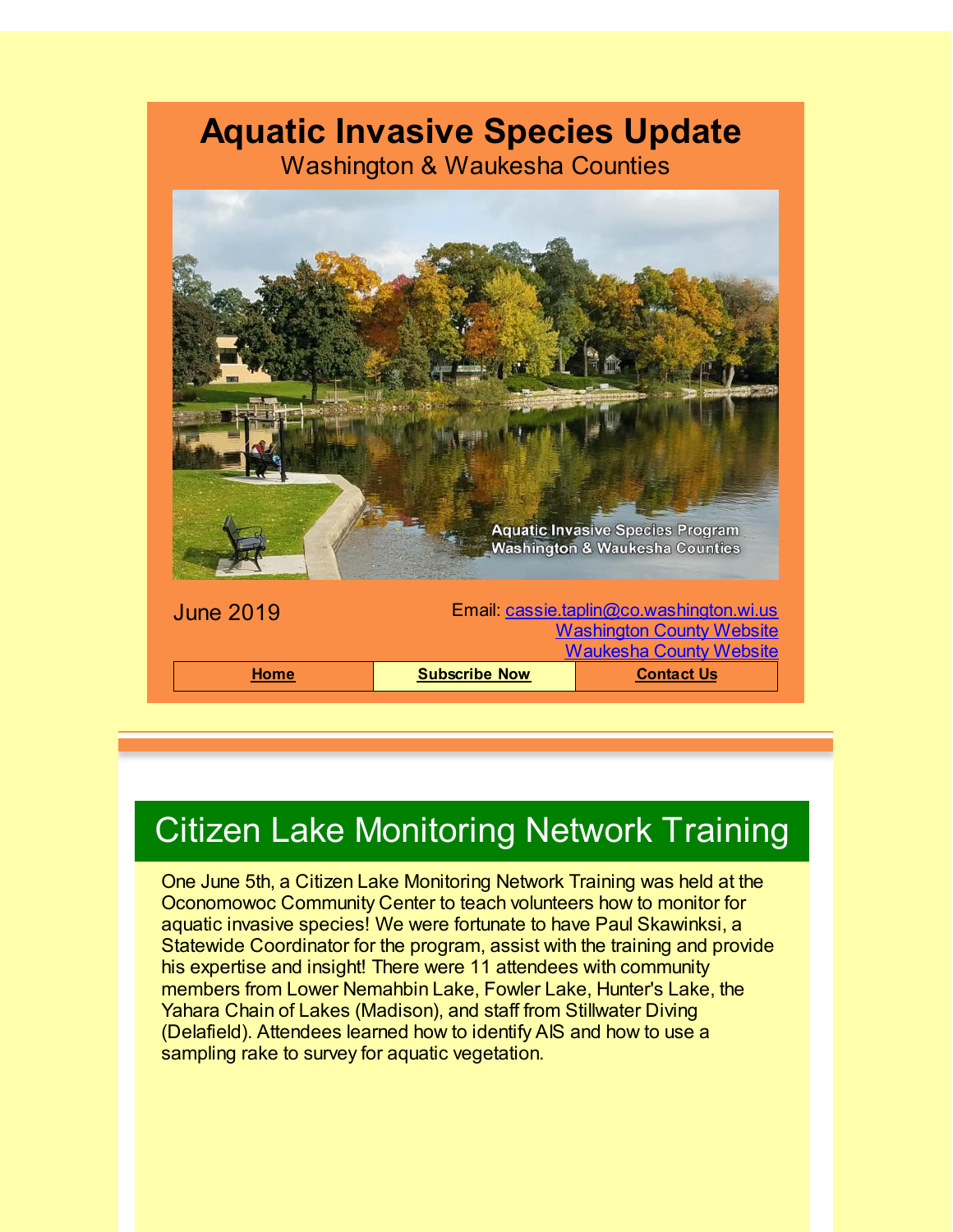# Aquatic Invasive Species Update

Washington & Waukesha Counties

June 2019

Email: cassie.taplin@co.washington.wi.us
Washington County Website
Waukesha County Website

| Home | Subscribe Now | Contact Us |
|---|---|---|

## Citizen Lake Monitoring Network Training

One June 5th, a Citizen Lake Monitoring Network Training was held at the Oconomowoc Community Center to teach volunteers how to monitor for aquatic invasive species! We were fortunate to have Paul Skawinksi, a Statewide Coordinator for the program, assist with the training and provide his expertise and insight! There were 11 attendees with community members from Lower Nemahbin Lake, Fowler Lake, Hunter's Lake, the Yahara Chain of Lakes (Madison), and staff from Stillwater Diving (Delafield). Attendees learned how to identify AIS and how to use a sampling rake to survey for aquatic vegetation.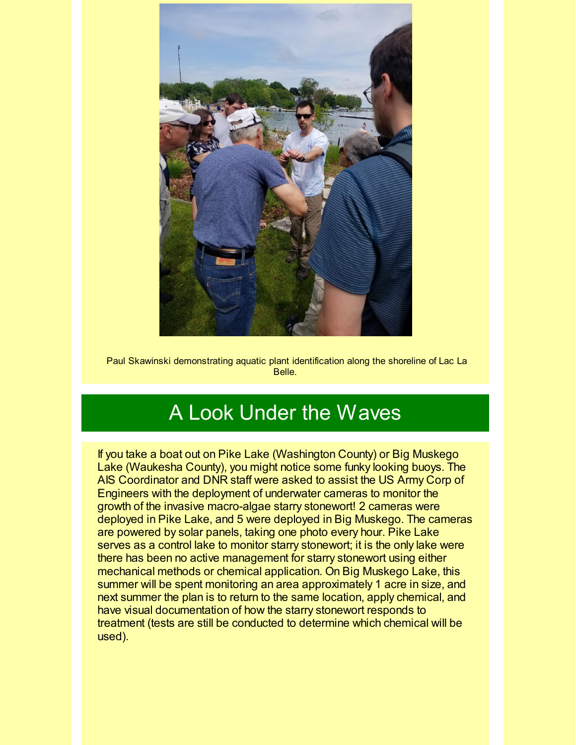Paul Skawinski demonstrating aquatic plant identification along the shoreline of Lac La Belle.

## A Look Under the Waves

If you take a boat out on Pike Lake (Washington County) or Big Muskego Lake (Waukesha County), you might notice some funky looking buoys. The AIS Coordinator and DNR staff were asked to assist the US Army Corp of Engineers with the deployment of underwater cameras to monitor the growth of the invasive macro-algae starry stonewort! 2 cameras were deployed in Pike Lake, and 5 were deployed in Big Muskego. The cameras are powered by solar panels, taking one photo every hour. Pike Lake serves as a control lake to monitor starry stonewort; it is the only lake were there has been no active management for starry stonewort using either mechanical methods or chemical application. On Big Muskego Lake, this summer will be spent monitoring an area approximately 1 acre in size, and next summer the plan is to return to the same location, apply chemical, and have visual documentation of how the starry stonewort responds to treatment (tests are still be conducted to determine which chemical will be used).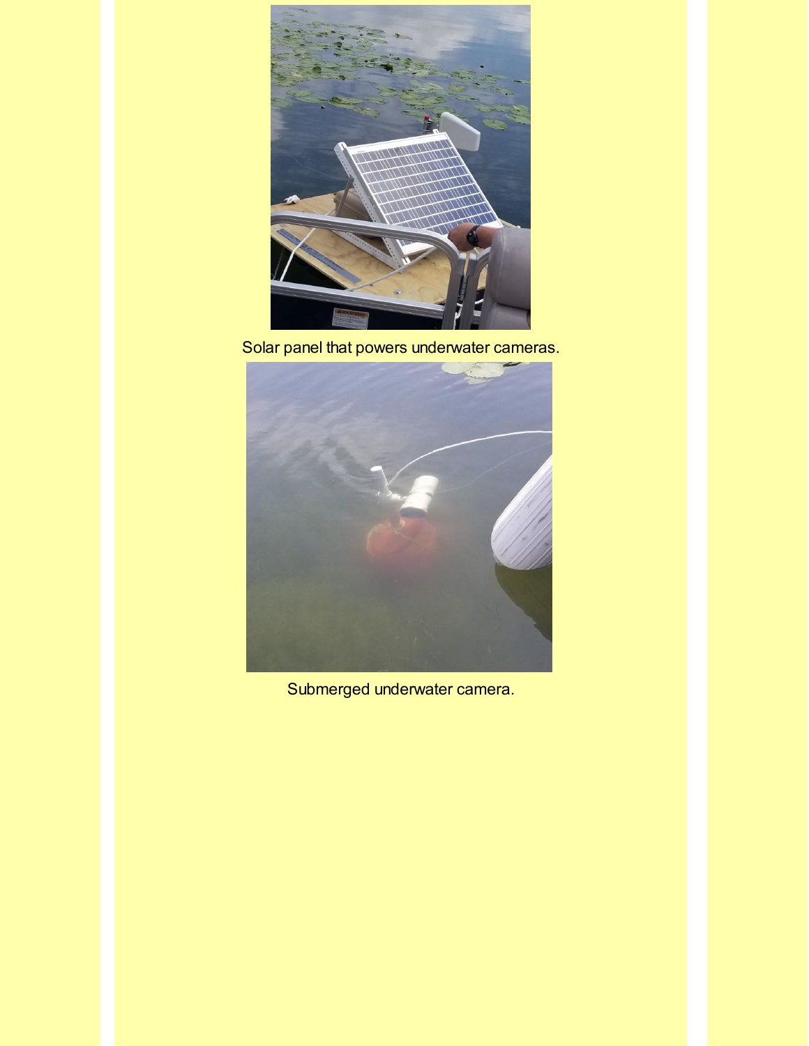Solar panel that powers underwater cameras.

Submerged underwater camera.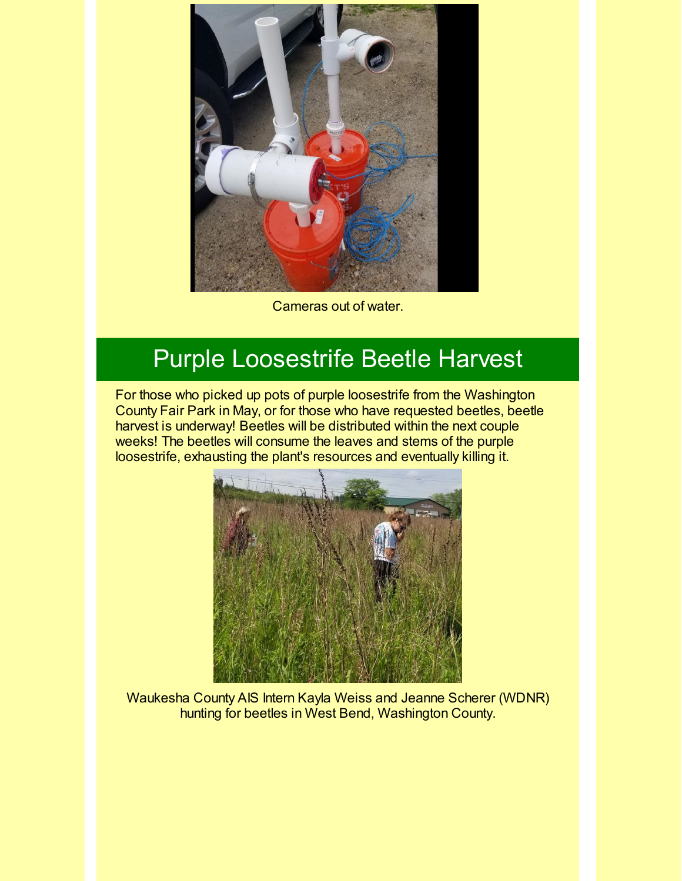Cameras out of water.

## Purple Loosestrife Beetle Harvest

For those who picked up pots of purple loosestrife from the Washington County Fair Park in May, or for those who have requested beetles, beetle harvest is underway! Beetles will be distributed within the next couple weeks! The beetles will consume the leaves and stems of the purple loosestrife, exhausting the plant's resources and eventually killing it.

Waukesha County AIS Intern Kayla Weiss and Jeanne Scherer (WDNR) hunting for beetles in West Bend, Washington County.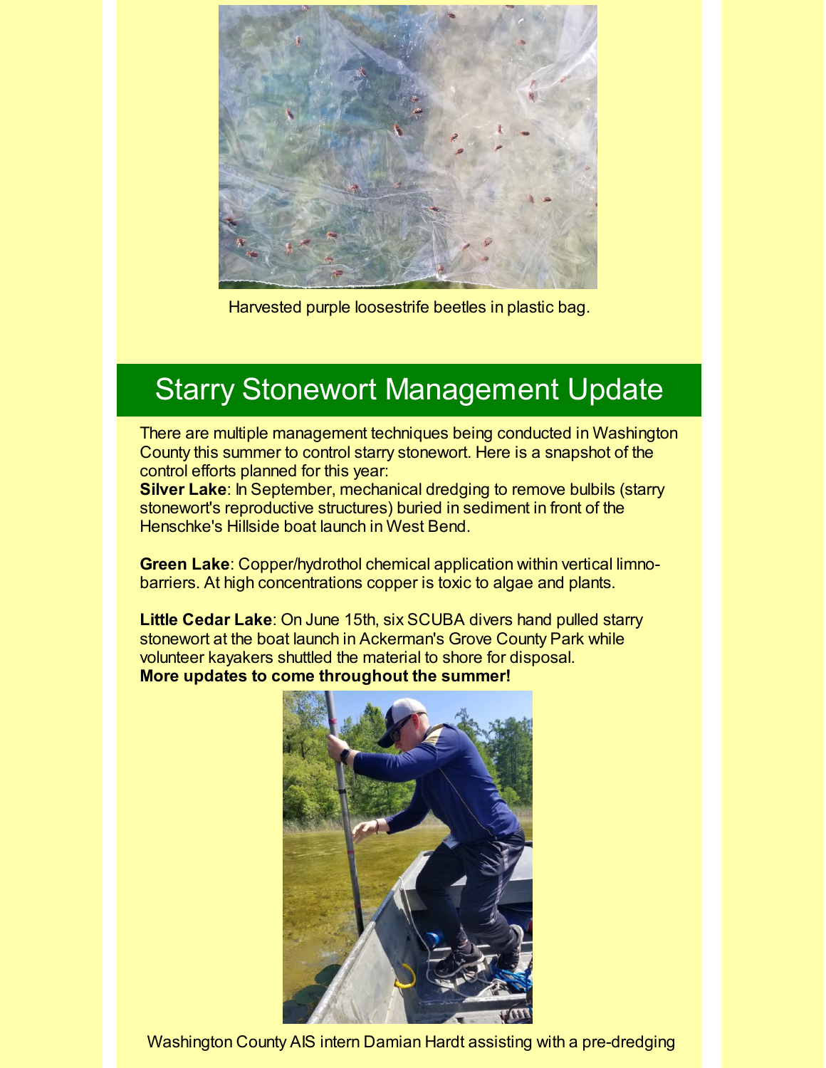Harvested purple loosestrife beetles in plastic bag.

## Starry Stonewort Management Update

There are multiple management techniques being conducted in Washington County this summer to control starry stonewort. Here is a snapshot of the control efforts planned for this year:

**Silver Lake**: In September, mechanical dredging to remove bulbils (starry stonewort's reproductive structures) buried in sediment in front of the Henschke's Hillside boat launch in West Bend.

**Green Lake**: Copper/hydrothol chemical application within vertical limno-barriers. At high concentrations copper is toxic to algae and plants.

**Little Cedar Lake**: On June 15th, six SCUBA divers hand pulled starry stonewort at the boat launch in Ackerman's Grove County Park while volunteer kayakers shuttled the material to shore for disposal.

**More updates to come throughout the summer!**

Washington County AIS intern Damian Hardt assisting with a pre-dredging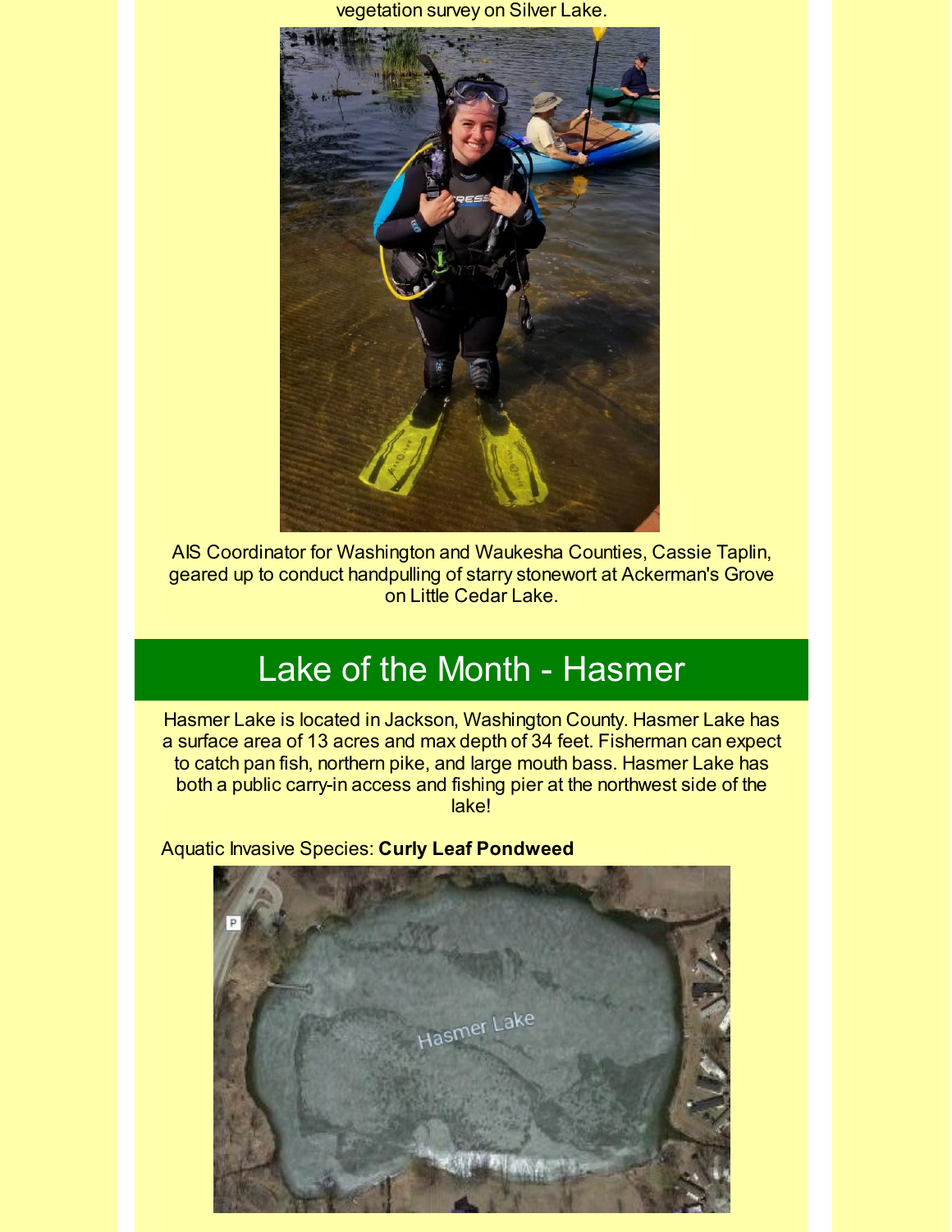vegetation survey on Silver Lake.

AIS Coordinator for Washington and Waukesha Counties, Cassie Taplin, geared up to conduct handpulling of starry stonewort at Ackerman's Grove on Little Cedar Lake.

## Lake of the Month - Hasmer

Hasmer Lake is located in Jackson, Washington County. Hasmer Lake has a surface area of 13 acres and max depth of 34 feet. Fisherman can expect to catch pan fish, northern pike, and large mouth bass. Hasmer Lake has both a public carry-in access and fishing pier at the northwest side of the lake!

Aquatic Invasive Species: **Curly Leaf Pondweed**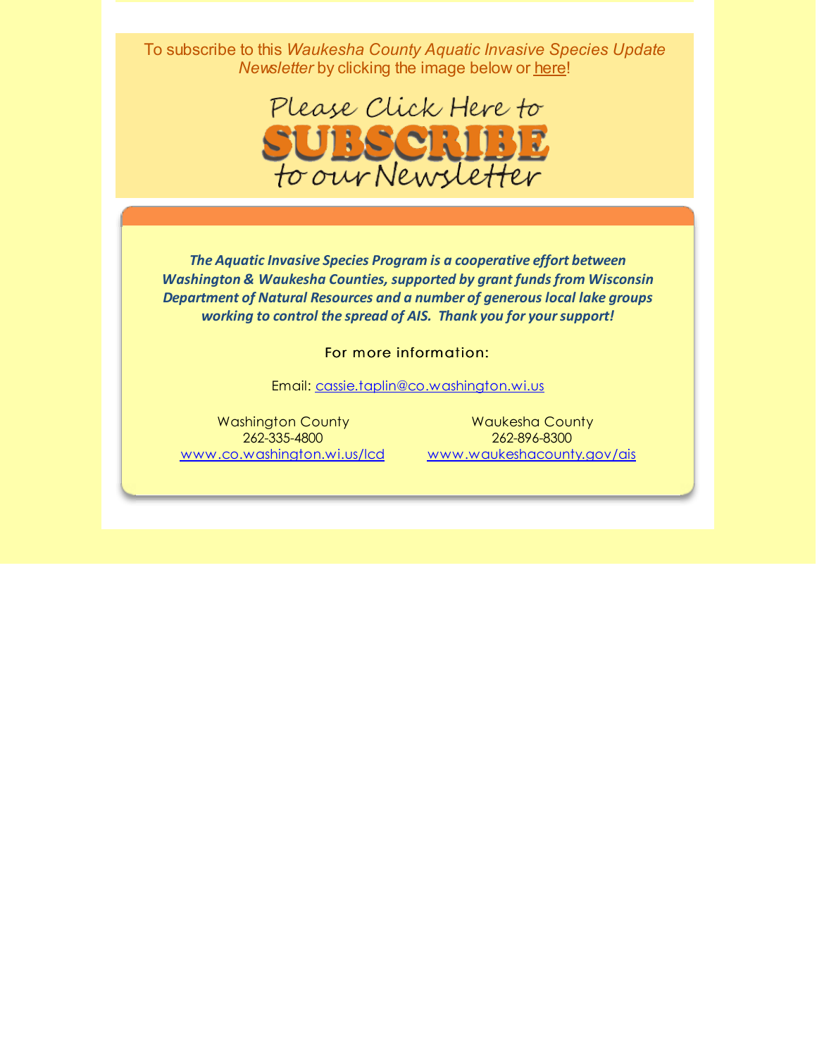To subscribe to this *Waukesha County Aquatic Invasive Species Update Newsletter* by clicking the image below or here!

Please Click Here to **SUBSCRIBE** to our Newsletter

***The Aquatic Invasive Species Program is a cooperative effort between Washington & Waukesha Counties, supported by grant funds from Wisconsin Department of Natural Resources and a number of generous local lake groups working to control the spread of AIS. Thank you for your support!***

For more information:

Email: cassie.taplin@co.washington.wi.us

Washington County
262-335-4800
www.co.washington.wi.us/lcd

Waukesha County
262-896-8300
www.waukeshacounty.gov/ais